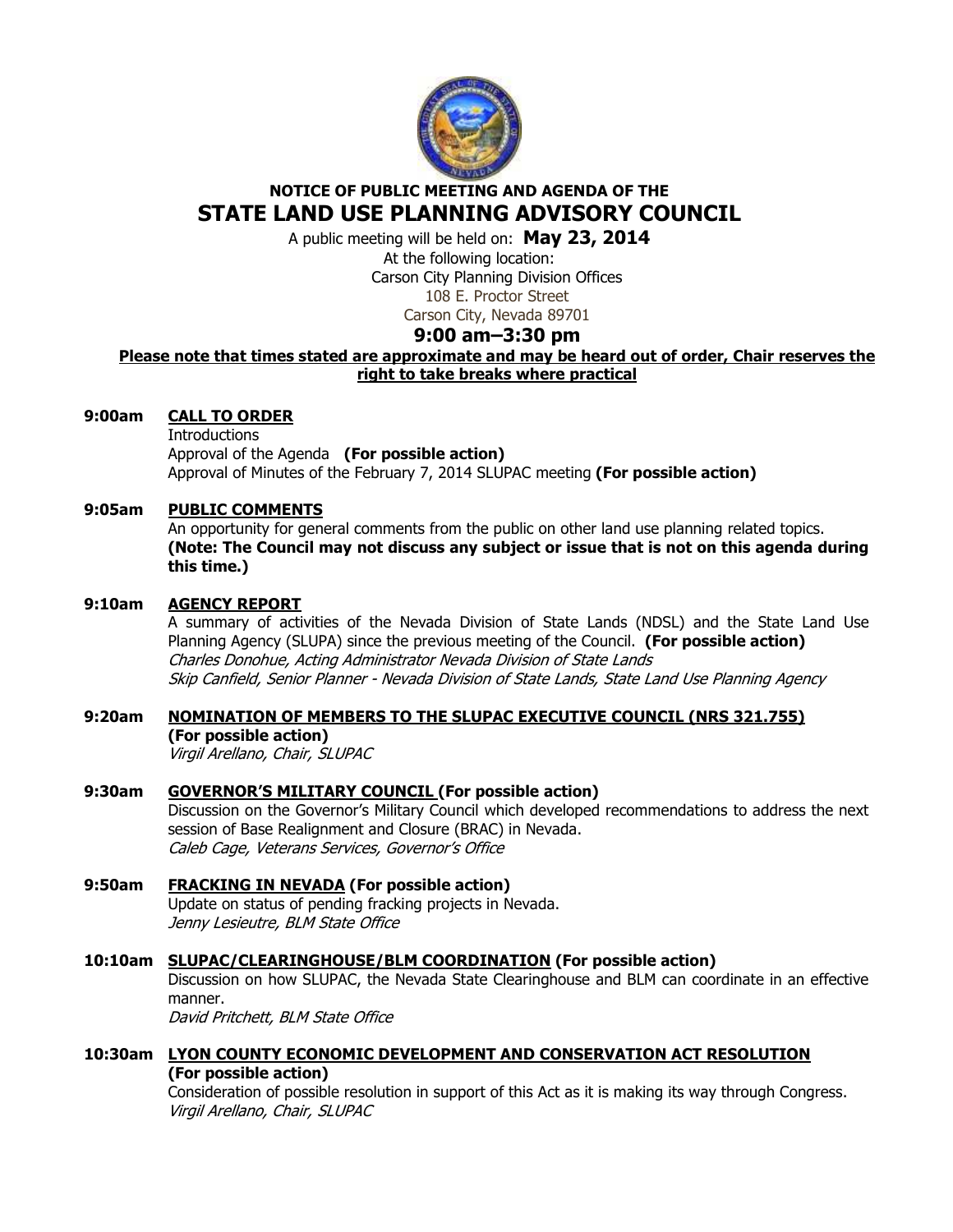**NOTICE OF PUBLIC MEETING AND AGENDA OF THE**

# STATE LAND USE PLANNING ADVISORY COUNCIL

A public meeting will be held on: **May 23, 2014**

At the following location:

Carson City Planning Division Offices

108 E. Proctor Street

Carson City, Nevada 89701

**9:00 am–3:30 pm**

**Please note that times stated are approximate and may be heard out of order, Chair reserves the right to take breaks where practical**

**9:00am** **CALL TO ORDER**

Introductions

Approval of the Agenda **(For possible action)**

Approval of Minutes of the February 7, 2014 SLUPAC meeting **(For possible action)**

**9:05am** **PUBLIC COMMENTS**

An opportunity for general comments from the public on other land use planning related topics. **(Note: The Council may not discuss any subject or issue that is not on this agenda during this time.)**

**9:10am** **AGENCY REPORT**

A summary of activities of the Nevada Division of State Lands (NDSL) and the State Land Use Planning Agency (SLUPA) since the previous meeting of the Council. **(For possible action)**

*Charles Donohue, Acting Administrator Nevada Division of State Lands*

*Skip Canfield, Senior Planner - Nevada Division of State Lands, State Land Use Planning Agency*

**9:20am** **NOMINATION OF MEMBERS TO THE SLUPAC EXECUTIVE COUNCIL (NRS 321.755)** **(For possible action)**

*Virgil Arellano, Chair, SLUPAC*

**9:30am** **GOVERNOR'S MILITARY COUNCIL (For possible action)**

Discussion on the Governor's Military Council which developed recommendations to address the next session of Base Realignment and Closure (BRAC) in Nevada.

*Caleb Cage, Veterans Services, Governor's Office*

**9:50am** **FRACKING IN NEVADA (For possible action)**

Update on status of pending fracking projects in Nevada.

*Jenny Lesieutre, BLM State Office*

**10:10am** **SLUPAC/CLEARINGHOUSE/BLM COORDINATION (For possible action)**

Discussion on how SLUPAC, the Nevada State Clearinghouse and BLM can coordinate in an effective manner.

*David Pritchett, BLM State Office*

**10:30am** **LYON COUNTY ECONOMIC DEVELOPMENT AND CONSERVATION ACT RESOLUTION** **(For possible action)**

Consideration of possible resolution in support of this Act as it is making its way through Congress.

*Virgil Arellano, Chair, SLUPAC*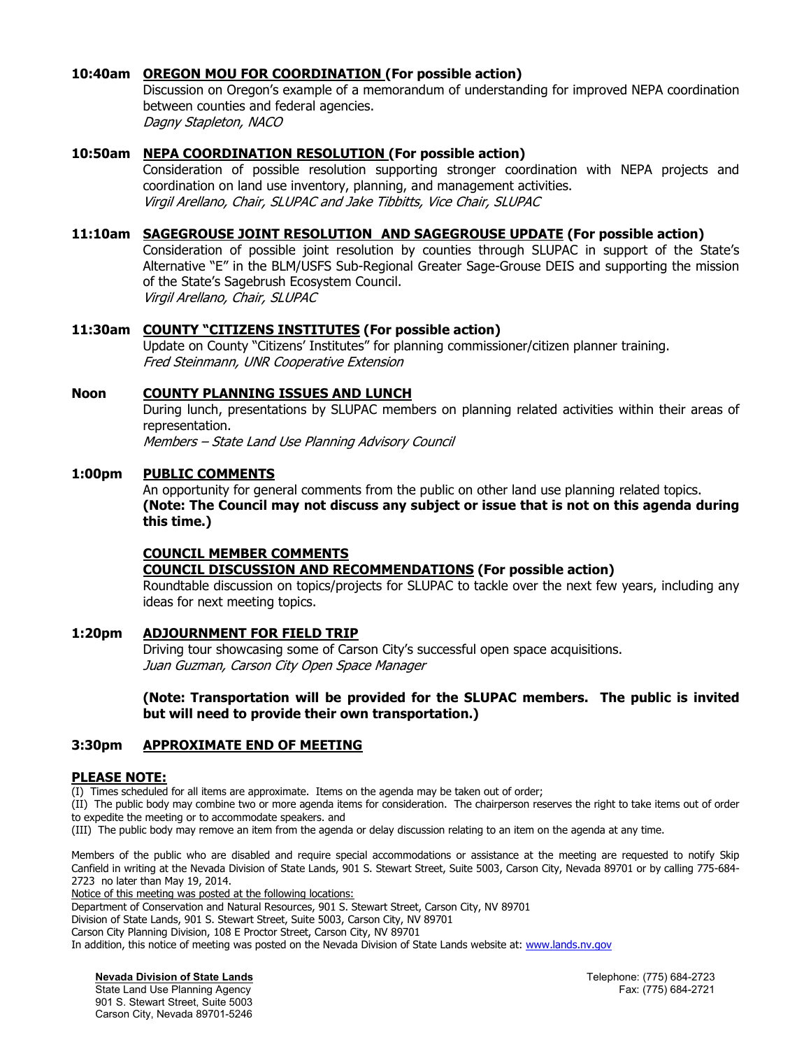**10:40am** **OREGON MOU FOR COORDINATION (For possible action)**
Discussion on Oregon's example of a memorandum of understanding for improved NEPA coordination between counties and federal agencies.
*Dagny Stapleton, NACO*

**10:50am** **NEPA COORDINATION RESOLUTION (For possible action)**
Consideration of possible resolution supporting stronger coordination with NEPA projects and coordination on land use inventory, planning, and management activities.
*Virgil Arellano, Chair, SLUPAC and Jake Tibbitts, Vice Chair, SLUPAC*

**11:10am** **SAGEGROUSE JOINT RESOLUTION AND SAGEGROUSE UPDATE (For possible action)**
Consideration of possible joint resolution by counties through SLUPAC in support of the State's Alternative "E" in the BLM/USFS Sub-Regional Greater Sage-Grouse DEIS and supporting the mission of the State's Sagebrush Ecosystem Council.
*Virgil Arellano, Chair, SLUPAC*

**11:30am** **COUNTY "CITIZENS INSTITUTES (For possible action)**
Update on County "Citizens' Institutes" for planning commissioner/citizen planner training.
*Fred Steinmann, UNR Cooperative Extension*

**Noon** **COUNTY PLANNING ISSUES AND LUNCH**
During lunch, presentations by SLUPAC members on planning related activities within their areas of representation.
*Members – State Land Use Planning Advisory Council*

**1:00pm** **PUBLIC COMMENTS**
An opportunity for general comments from the public on other land use planning related topics.
**(Note: The Council may not discuss any subject or issue that is not on this agenda during this time.)**

**COUNCIL MEMBER COMMENTS**
**COUNCIL DISCUSSION AND RECOMMENDATIONS (For possible action)**
Roundtable discussion on topics/projects for SLUPAC to tackle over the next few years, including any ideas for next meeting topics.

**1:20pm** **ADJOURNMENT FOR FIELD TRIP**
Driving tour showcasing some of Carson City's successful open space acquisitions.
*Juan Guzman, Carson City Open Space Manager*

**(Note: Transportation will be provided for the SLUPAC members. The public is invited but will need to provide their own transportation.)**

**3:30pm** **APPROXIMATE END OF MEETING**

**PLEASE NOTE:**

(I) Times scheduled for all items are approximate. Items on the agenda may be taken out of order;
(II) The public body may combine two or more agenda items for consideration. The chairperson reserves the right to take items out of order to expedite the meeting or to accommodate speakers. and
(III) The public body may remove an item from the agenda or delay discussion relating to an item on the agenda at any time.

Members of the public who are disabled and require special accommodations or assistance at the meeting are requested to notify Skip Canfield in writing at the Nevada Division of State Lands, 901 S. Stewart Street, Suite 5003, Carson City, Nevada 89701 or by calling 775-684-2723 no later than May 19, 2014.

Notice of this meeting was posted at the following locations:
Department of Conservation and Natural Resources, 901 S. Stewart Street, Carson City, NV 89701
Division of State Lands, 901 S. Stewart Street, Suite 5003, Carson City, NV 89701
Carson City Planning Division, 108 E Proctor Street, Carson City, NV 89701
In addition, this notice of meeting was posted on the Nevada Division of State Lands website at: www.lands.nv.gov

**Nevada Division of State Lands**
State Land Use Planning Agency
901 S. Stewart Street, Suite 5003
Carson City, Nevada 89701-5246

Telephone: (775) 684-2723
Fax: (775) 684-2721